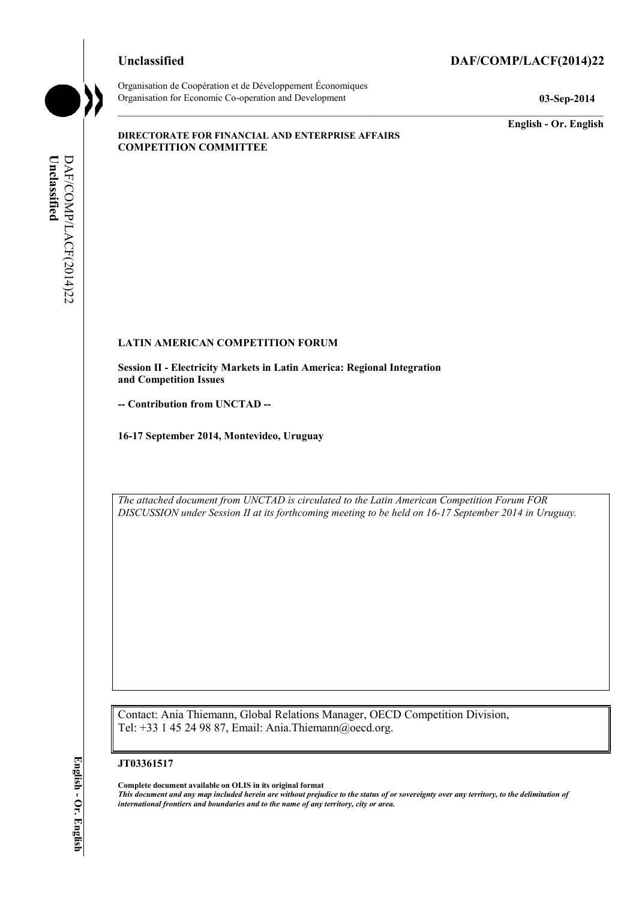**Unclassified** **DAF/COMP/LACF(2014)22**

Organisation de Coopération et de Développement Économiques
Organisation for Economic Co-operation and Development

**03-Sep-2014**

**English - Or. English**

**DIRECTORATE FOR FINANCIAL AND ENTERPRISE AFFAIRS**
**COMPETITION COMMITTEE**

**LATIN AMERICAN COMPETITION FORUM**

**Session II - Electricity Markets in Latin America: Regional Integration and Competition Issues**

**-- Contribution from UNCTAD --**

**16-17 September 2014, Montevideo, Uruguay**

*The attached document from UNCTAD is circulated to the Latin American Competition Forum FOR DISCUSSION under Session II at its forthcoming meeting to be held on 16-17 September 2014 in Uruguay.*

Contact: Ania Thiemann, Global Relations Manager, OECD Competition Division, Tel: +33 1 45 24 98 87, Email: Ania.Thiemann@oecd.org.

**JT03361517**

**Complete document available on OLIS in its original format**
***This document and any map included herein are without prejudice to the status of or sovereignty over any territory, to the delimitation of international frontiers and boundaries and to the name of any territory, city or area.***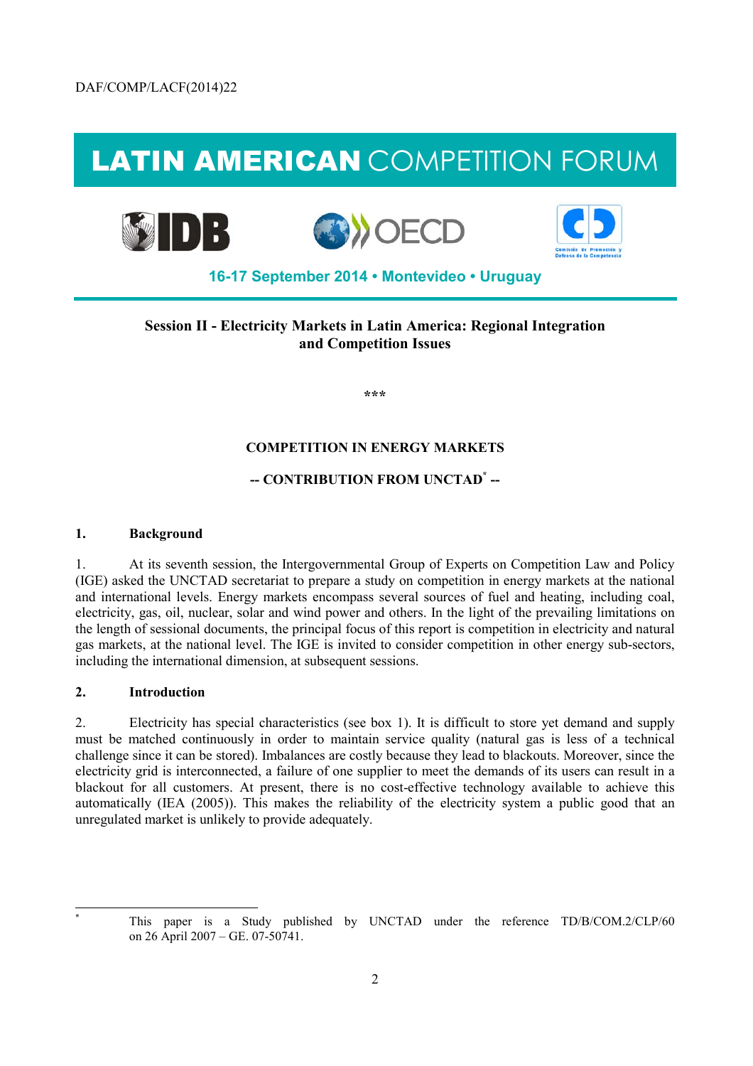DAF/COMP/LACF(2014)22

# LATIN AMERICAN COMPETITION FORUM

16-17 September 2014 • Montevideo • Uruguay

**Session II - Electricity Markets in Latin America: Regional Integration and Competition Issues**

\*\*\*

**COMPETITION IN ENERGY MARKETS**

**-- CONTRIBUTION FROM UNCTAD[*] --**

## 1. Background

1. At its seventh session, the Intergovernmental Group of Experts on Competition Law and Policy (IGE) asked the UNCTAD secretariat to prepare a study on competition in energy markets at the national and international levels. Energy markets encompass several sources of fuel and heating, including coal, electricity, gas, oil, nuclear, solar and wind power and others. In the light of the prevailing limitations on the length of sessional documents, the principal focus of this report is competition in electricity and natural gas markets, at the national level. The IGE is invited to consider competition in other energy sub-sectors, including the international dimension, at subsequent sessions.

## 2. Introduction

2. Electricity has special characteristics (see box 1). It is difficult to store yet demand and supply must be matched continuously in order to maintain service quality (natural gas is less of a technical challenge since it can be stored). Imbalances are costly because they lead to blackouts. Moreover, since the electricity grid is interconnected, a failure of one supplier to meet the demands of its users can result in a blackout for all customers. At present, there is no cost-effective technology available to achieve this automatically (IEA (2005)). This makes the reliability of the electricity system a public good that an unregulated market is unlikely to provide adequately.

[*] This paper is a Study published by UNCTAD under the reference TD/B/COM.2/CLP/60 on 26 April 2007 – GE. 07-50741.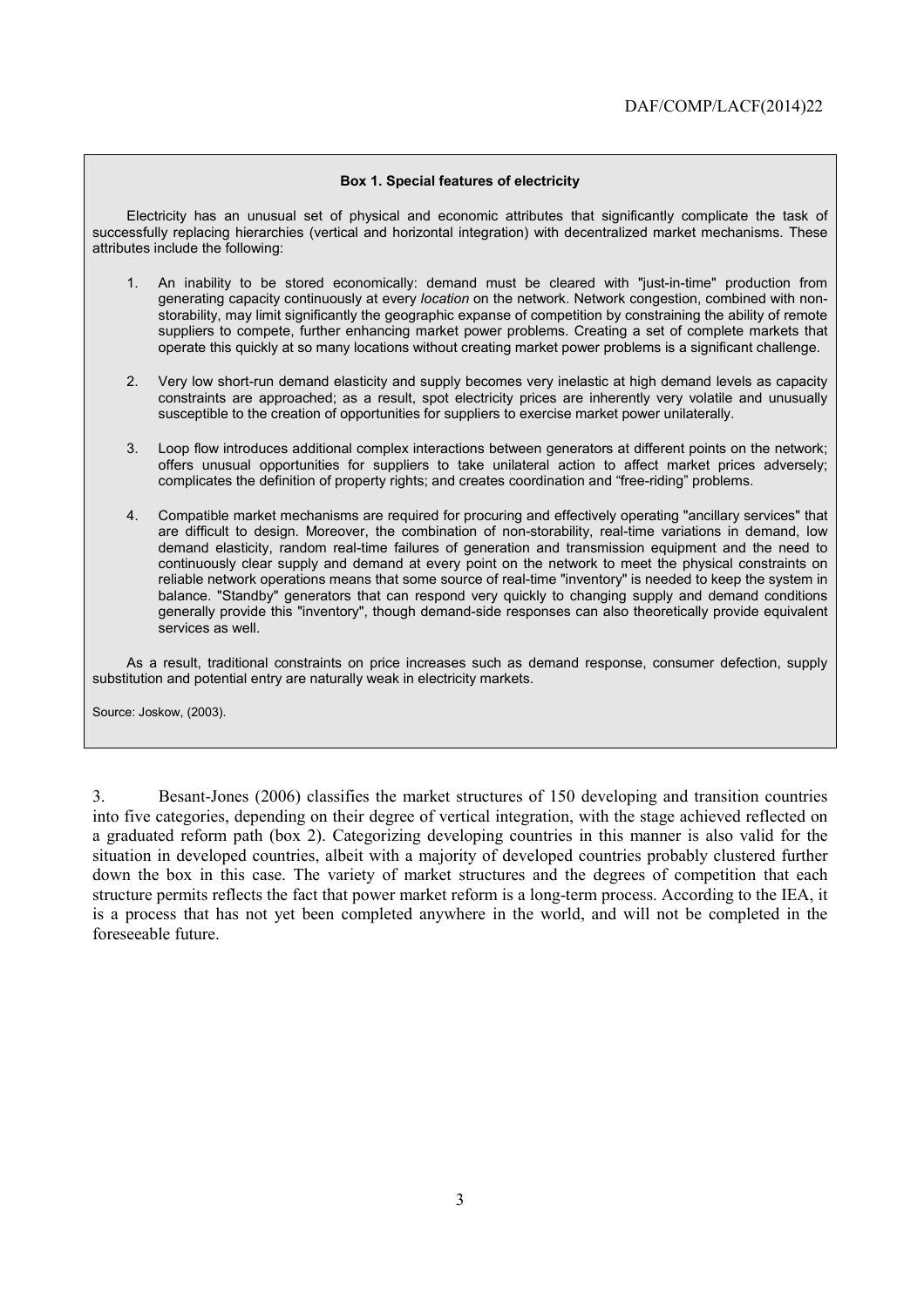**Box 1. Special features of electricity**

Electricity has an unusual set of physical and economic attributes that significantly complicate the task of successfully replacing hierarchies (vertical and horizontal integration) with decentralized market mechanisms. These attributes include the following:

1. An inability to be stored economically: demand must be cleared with "just-in-time" production from generating capacity continuously at every *location* on the network. Network congestion, combined with non-storability, may limit significantly the geographic expanse of competition by constraining the ability of remote suppliers to compete, further enhancing market power problems. Creating a set of complete markets that operate this quickly at so many locations without creating market power problems is a significant challenge.

2. Very low short-run demand elasticity and supply becomes very inelastic at high demand levels as capacity constraints are approached; as a result, spot electricity prices are inherently very volatile and unusually susceptible to the creation of opportunities for suppliers to exercise market power unilaterally.

3. Loop flow introduces additional complex interactions between generators at different points on the network; offers unusual opportunities for suppliers to take unilateral action to affect market prices adversely; complicates the definition of property rights; and creates coordination and "free-riding" problems.

4. Compatible market mechanisms are required for procuring and effectively operating "ancillary services" that are difficult to design. Moreover, the combination of non-storability, real-time variations in demand, low demand elasticity, random real-time failures of generation and transmission equipment and the need to continuously clear supply and demand at every point on the network to meet the physical constraints on reliable network operations means that some source of real-time "inventory" is needed to keep the system in balance. "Standby" generators that can respond very quickly to changing supply and demand conditions generally provide this "inventory", though demand-side responses can also theoretically provide equivalent services as well.

As a result, traditional constraints on price increases such as demand response, consumer defection, supply substitution and potential entry are naturally weak in electricity markets.

Source: Joskow, (2003).

3. Besant-Jones (2006) classifies the market structures of 150 developing and transition countries into five categories, depending on their degree of vertical integration, with the stage achieved reflected on a graduated reform path (box 2). Categorizing developing countries in this manner is also valid for the situation in developed countries, albeit with a majority of developed countries probably clustered further down the box in this case. The variety of market structures and the degrees of competition that each structure permits reflects the fact that power market reform is a long-term process. According to the IEA, it is a process that has not yet been completed anywhere in the world, and will not be completed in the foreseeable future.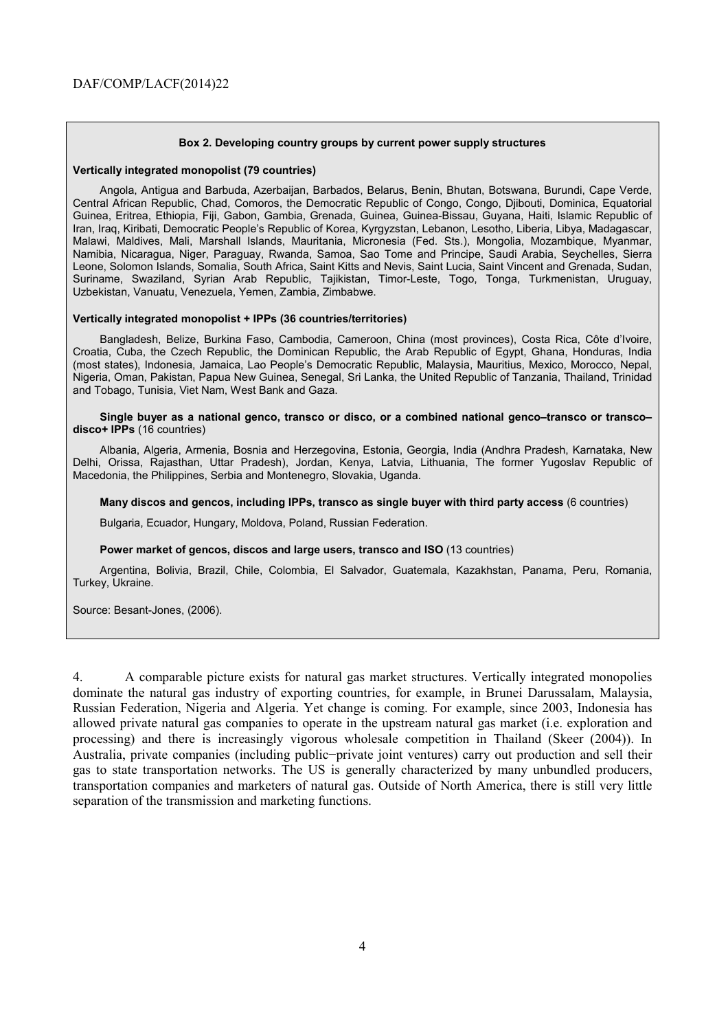**Box 2. Developing country groups by current power supply structures**

**Vertically integrated monopolist (79 countries)**

Angola, Antigua and Barbuda, Azerbaijan, Barbados, Belarus, Benin, Bhutan, Botswana, Burundi, Cape Verde, Central African Republic, Chad, Comoros, the Democratic Republic of Congo, Congo, Djibouti, Dominica, Equatorial Guinea, Eritrea, Ethiopia, Fiji, Gabon, Gambia, Grenada, Guinea, Guinea-Bissau, Guyana, Haiti, Islamic Republic of Iran, Iraq, Kiribati, Democratic People's Republic of Korea, Kyrgyzstan, Lebanon, Lesotho, Liberia, Libya, Madagascar, Malawi, Maldives, Mali, Marshall Islands, Mauritania, Micronesia (Fed. Sts.), Mongolia, Mozambique, Myanmar, Namibia, Nicaragua, Niger, Paraguay, Rwanda, Samoa, Sao Tome and Principe, Saudi Arabia, Seychelles, Sierra Leone, Solomon Islands, Somalia, South Africa, Saint Kitts and Nevis, Saint Lucia, Saint Vincent and Grenada, Sudan, Suriname, Swaziland, Syrian Arab Republic, Tajikistan, Timor-Leste, Togo, Tonga, Turkmenistan, Uruguay, Uzbekistan, Vanuatu, Venezuela, Yemen, Zambia, Zimbabwe.

**Vertically integrated monopolist + IPPs (36 countries/territories)**

Bangladesh, Belize, Burkina Faso, Cambodia, Cameroon, China (most provinces), Costa Rica, Côte d'Ivoire, Croatia, Cuba, the Czech Republic, the Dominican Republic, the Arab Republic of Egypt, Ghana, Honduras, India (most states), Indonesia, Jamaica, Lao People's Democratic Republic, Malaysia, Mauritius, Mexico, Morocco, Nepal, Nigeria, Oman, Pakistan, Papua New Guinea, Senegal, Sri Lanka, the United Republic of Tanzania, Thailand, Trinidad and Tobago, Tunisia, Viet Nam, West Bank and Gaza.

**Single buyer as a national genco, transco or disco, or a combined national genco–transco or transco–disco+ IPPs** (16 countries)

Albania, Algeria, Armenia, Bosnia and Herzegovina, Estonia, Georgia, India (Andhra Pradesh, Karnataka, New Delhi, Orissa, Rajasthan, Uttar Pradesh), Jordan, Kenya, Latvia, Lithuania, The former Yugoslav Republic of Macedonia, the Philippines, Serbia and Montenegro, Slovakia, Uganda.

**Many discos and gencos, including IPPs, transco as single buyer with third party access** (6 countries)

Bulgaria, Ecuador, Hungary, Moldova, Poland, Russian Federation.

**Power market of gencos, discos and large users, transco and ISO** (13 countries)

Argentina, Bolivia, Brazil, Chile, Colombia, El Salvador, Guatemala, Kazakhstan, Panama, Peru, Romania, Turkey, Ukraine.

Source: Besant-Jones, (2006).

4. A comparable picture exists for natural gas market structures. Vertically integrated monopolies dominate the natural gas industry of exporting countries, for example, in Brunei Darussalam, Malaysia, Russian Federation, Nigeria and Algeria. Yet change is coming. For example, since 2003, Indonesia has allowed private natural gas companies to operate in the upstream natural gas market (i.e. exploration and processing) and there is increasingly vigorous wholesale competition in Thailand (Skeer (2004)). In Australia, private companies (including public−private joint ventures) carry out production and sell their gas to state transportation networks. The US is generally characterized by many unbundled producers, transportation companies and marketers of natural gas. Outside of North America, there is still very little separation of the transmission and marketing functions.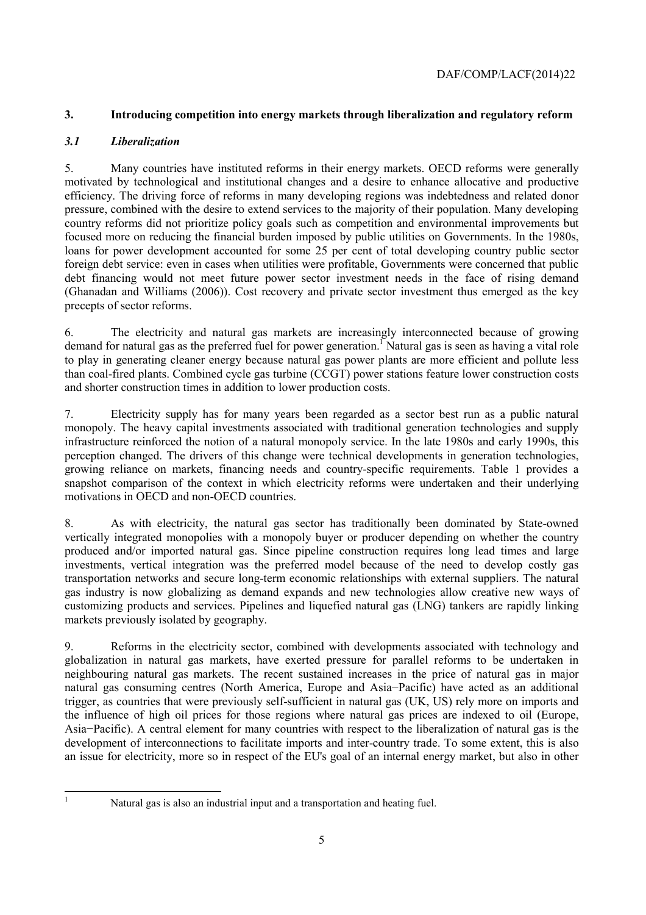## 3. Introducing competition into energy markets through liberalization and regulatory reform

### *3.1 Liberalization*

5. Many countries have instituted reforms in their energy markets. OECD reforms were generally motivated by technological and institutional changes and a desire to enhance allocative and productive efficiency. The driving force of reforms in many developing regions was indebtedness and related donor pressure, combined with the desire to extend services to the majority of their population. Many developing country reforms did not prioritize policy goals such as competition and environmental improvements but focused more on reducing the financial burden imposed by public utilities on Governments. In the 1980s, loans for power development accounted for some 25 per cent of total developing country public sector foreign debt service: even in cases when utilities were profitable, Governments were concerned that public debt financing would not meet future power sector investment needs in the face of rising demand (Ghanadan and Williams (2006)). Cost recovery and private sector investment thus emerged as the key precepts of sector reforms.

6. The electricity and natural gas markets are increasingly interconnected because of growing demand for natural gas as the preferred fuel for power generation.[1] Natural gas is seen as having a vital role to play in generating cleaner energy because natural gas power plants are more efficient and pollute less than coal-fired plants. Combined cycle gas turbine (CCGT) power stations feature lower construction costs and shorter construction times in addition to lower production costs.

7. Electricity supply has for many years been regarded as a sector best run as a public natural monopoly. The heavy capital investments associated with traditional generation technologies and supply infrastructure reinforced the notion of a natural monopoly service. In the late 1980s and early 1990s, this perception changed. The drivers of this change were technical developments in generation technologies, growing reliance on markets, financing needs and country-specific requirements. Table 1 provides a snapshot comparison of the context in which electricity reforms were undertaken and their underlying motivations in OECD and non-OECD countries.

8. As with electricity, the natural gas sector has traditionally been dominated by State-owned vertically integrated monopolies with a monopoly buyer or producer depending on whether the country produced and/or imported natural gas. Since pipeline construction requires long lead times and large investments, vertical integration was the preferred model because of the need to develop costly gas transportation networks and secure long-term economic relationships with external suppliers. The natural gas industry is now globalizing as demand expands and new technologies allow creative new ways of customizing products and services. Pipelines and liquefied natural gas (LNG) tankers are rapidly linking markets previously isolated by geography.

9. Reforms in the electricity sector, combined with developments associated with technology and globalization in natural gas markets, have exerted pressure for parallel reforms to be undertaken in neighbouring natural gas markets. The recent sustained increases in the price of natural gas in major natural gas consuming centres (North America, Europe and Asia−Pacific) have acted as an additional trigger, as countries that were previously self-sufficient in natural gas (UK, US) rely more on imports and the influence of high oil prices for those regions where natural gas prices are indexed to oil (Europe, Asia−Pacific). A central element for many countries with respect to the liberalization of natural gas is the development of interconnections to facilitate imports and inter-country trade. To some extent, this is also an issue for electricity, more so in respect of the EU's goal of an internal energy market, but also in other

---

[1] Natural gas is also an industrial input and a transportation and heating fuel.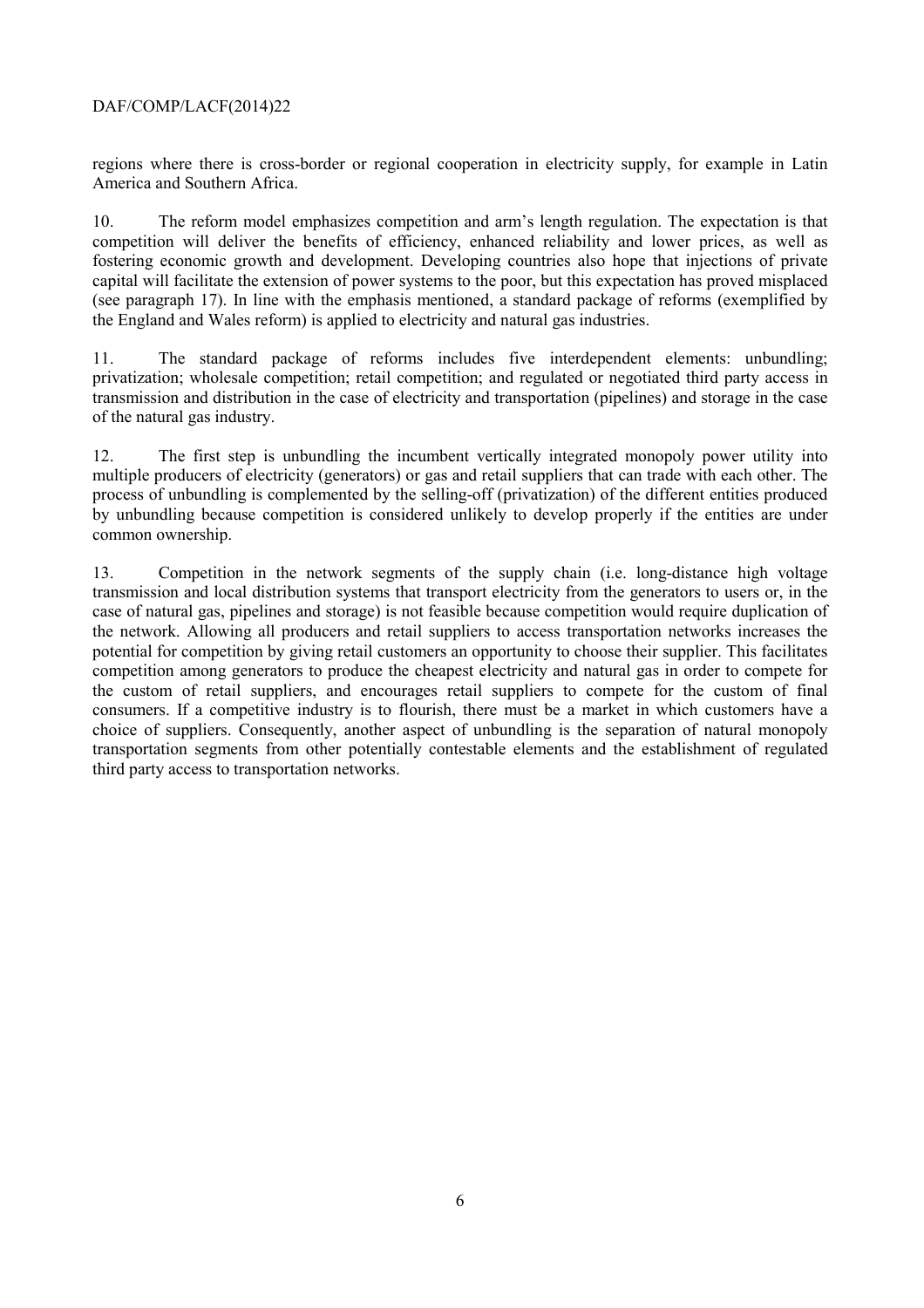regions where there is cross-border or regional cooperation in electricity supply, for example in Latin America and Southern Africa.

10. The reform model emphasizes competition and arm's length regulation. The expectation is that competition will deliver the benefits of efficiency, enhanced reliability and lower prices, as well as fostering economic growth and development. Developing countries also hope that injections of private capital will facilitate the extension of power systems to the poor, but this expectation has proved misplaced (see paragraph 17). In line with the emphasis mentioned, a standard package of reforms (exemplified by the England and Wales reform) is applied to electricity and natural gas industries.

11. The standard package of reforms includes five interdependent elements: unbundling; privatization; wholesale competition; retail competition; and regulated or negotiated third party access in transmission and distribution in the case of electricity and transportation (pipelines) and storage in the case of the natural gas industry.

12. The first step is unbundling the incumbent vertically integrated monopoly power utility into multiple producers of electricity (generators) or gas and retail suppliers that can trade with each other. The process of unbundling is complemented by the selling-off (privatization) of the different entities produced by unbundling because competition is considered unlikely to develop properly if the entities are under common ownership.

13. Competition in the network segments of the supply chain (i.e. long-distance high voltage transmission and local distribution systems that transport electricity from the generators to users or, in the case of natural gas, pipelines and storage) is not feasible because competition would require duplication of the network. Allowing all producers and retail suppliers to access transportation networks increases the potential for competition by giving retail customers an opportunity to choose their supplier. This facilitates competition among generators to produce the cheapest electricity and natural gas in order to compete for the custom of retail suppliers, and encourages retail suppliers to compete for the custom of final consumers. If a competitive industry is to flourish, there must be a market in which customers have a choice of suppliers. Consequently, another aspect of unbundling is the separation of natural monopoly transportation segments from other potentially contestable elements and the establishment of regulated third party access to transportation networks.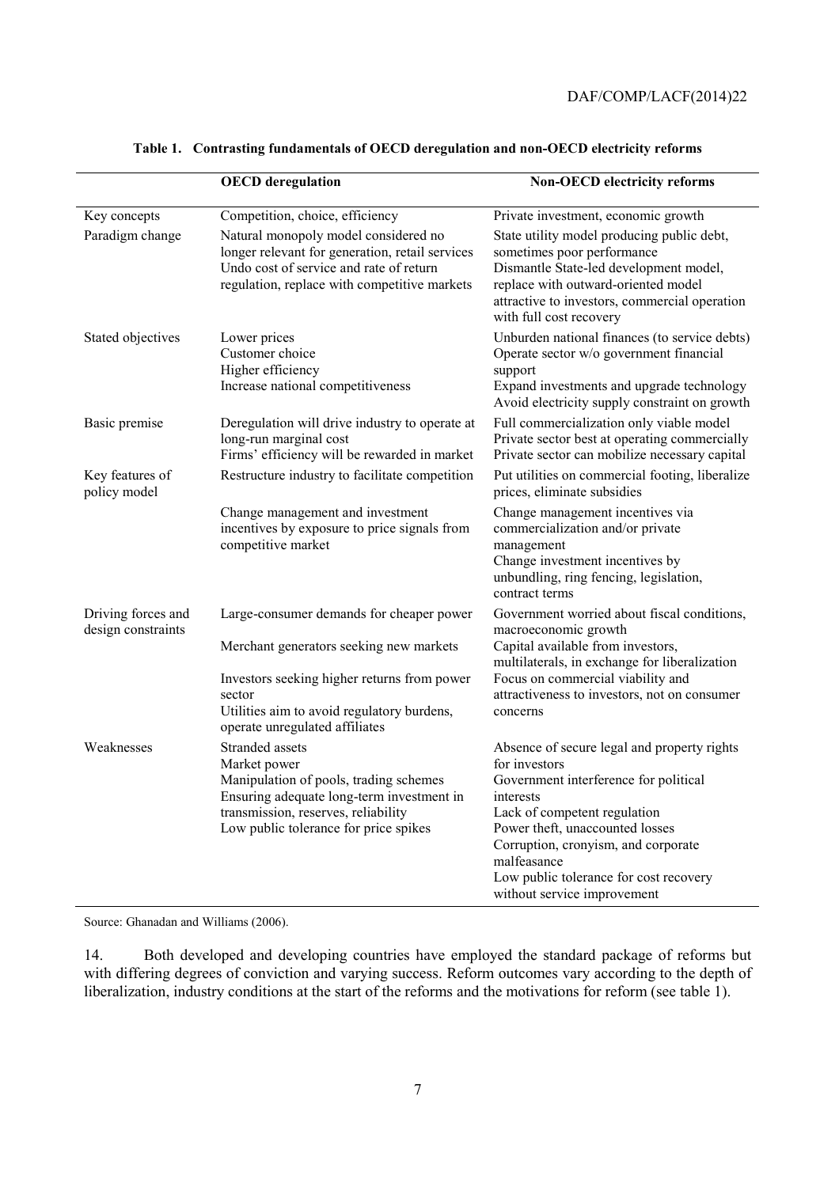**Table 1. Contrasting fundamentals of OECD deregulation and non-OECD electricity reforms**

| | **OECD deregulation** | **Non-OECD electricity reforms** |
|---|---|---|
| Key concepts | Competition, choice, efficiency | Private investment, economic growth |
| Paradigm change | Natural monopoly model considered no longer relevant for generation, retail services<br>Undo cost of service and rate of return regulation, replace with competitive markets | State utility model producing public debt, sometimes poor performance<br>Dismantle State-led development model, replace with outward-oriented model attractive to investors, commercial operation with full cost recovery |
| Stated objectives | Lower prices<br>Customer choice<br>Higher efficiency<br>Increase national competitiveness | Unburden national finances (to service debts)<br>Operate sector w/o government financial support<br>Expand investments and upgrade technology<br>Avoid electricity supply constraint on growth |
| Basic premise | Deregulation will drive industry to operate at long-run marginal cost<br>Firms' efficiency will be rewarded in market | Full commercialization only viable model<br>Private sector best at operating commercially<br>Private sector can mobilize necessary capital |
| Key features of policy model | Restructure industry to facilitate competition<br><br>Change management and investment incentives by exposure to price signals from competitive market | Put utilities on commercial footing, liberalize prices, eliminate subsidies<br><br>Change management incentives via commercialization and/or private management<br>Change investment incentives by unbundling, ring fencing, legislation, contract terms |
| Driving forces and design constraints | Large-consumer demands for cheaper power<br><br>Merchant generators seeking new markets<br><br>Investors seeking higher returns from power sector<br>Utilities aim to avoid regulatory burdens, operate unregulated affiliates | Government worried about fiscal conditions, macroeconomic growth<br>Capital available from investors, multilaterals, in exchange for liberalization<br>Focus on commercial viability and attractiveness to investors, not on consumer concerns |
| Weaknesses | Stranded assets<br>Market power<br>Manipulation of pools, trading schemes<br>Ensuring adequate long-term investment in transmission, reserves, reliability<br>Low public tolerance for price spikes | Absence of secure legal and property rights for investors<br>Government interference for political interests<br>Lack of competent regulation<br>Power theft, unaccounted losses<br>Corruption, cronyism, and corporate malfeasance<br>Low public tolerance for cost recovery without service improvement |

Source: Ghanadan and Williams (2006).

14. Both developed and developing countries have employed the standard package of reforms but with differing degrees of conviction and varying success. Reform outcomes vary according to the depth of liberalization, industry conditions at the start of the reforms and the motivations for reform (see table 1).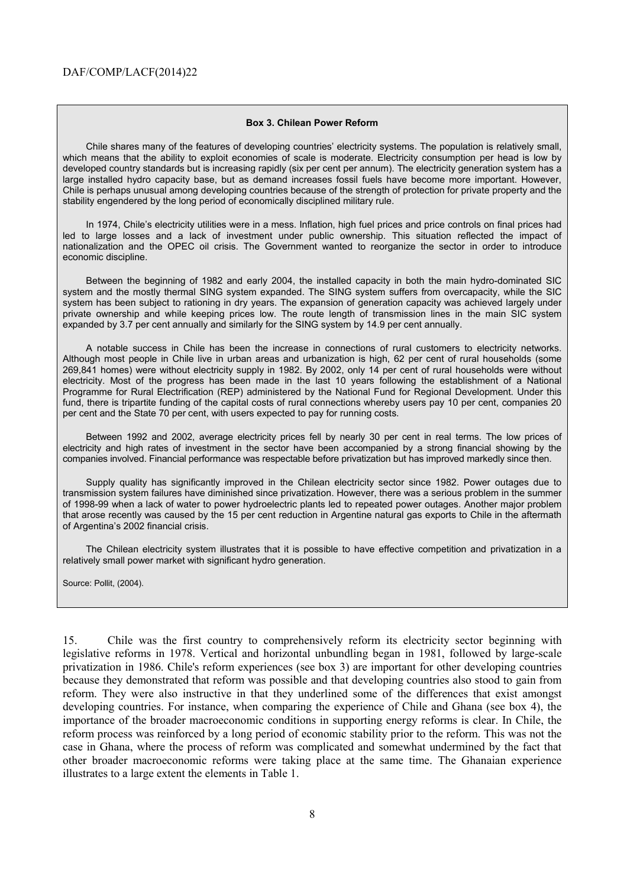**Box 3. Chilean Power Reform**

Chile shares many of the features of developing countries' electricity systems. The population is relatively small, which means that the ability to exploit economies of scale is moderate. Electricity consumption per head is low by developed country standards but is increasing rapidly (six per cent per annum). The electricity generation system has a large installed hydro capacity base, but as demand increases fossil fuels have become more important. However, Chile is perhaps unusual among developing countries because of the strength of protection for private property and the stability engendered by the long period of economically disciplined military rule.

In 1974, Chile's electricity utilities were in a mess. Inflation, high fuel prices and price controls on final prices had led to large losses and a lack of investment under public ownership. This situation reflected the impact of nationalization and the OPEC oil crisis. The Government wanted to reorganize the sector in order to introduce economic discipline.

Between the beginning of 1982 and early 2004, the installed capacity in both the main hydro-dominated SIC system and the mostly thermal SING system expanded. The SING system suffers from overcapacity, while the SIC system has been subject to rationing in dry years. The expansion of generation capacity was achieved largely under private ownership and while keeping prices low. The route length of transmission lines in the main SIC system expanded by 3.7 per cent annually and similarly for the SING system by 14.9 per cent annually.

A notable success in Chile has been the increase in connections of rural customers to electricity networks. Although most people in Chile live in urban areas and urbanization is high, 62 per cent of rural households (some 269,841 homes) were without electricity supply in 1982. By 2002, only 14 per cent of rural households were without electricity. Most of the progress has been made in the last 10 years following the establishment of a National Programme for Rural Electrification (REP) administered by the National Fund for Regional Development. Under this fund, there is tripartite funding of the capital costs of rural connections whereby users pay 10 per cent, companies 20 per cent and the State 70 per cent, with users expected to pay for running costs.

Between 1992 and 2002, average electricity prices fell by nearly 30 per cent in real terms. The low prices of electricity and high rates of investment in the sector have been accompanied by a strong financial showing by the companies involved. Financial performance was respectable before privatization but has improved markedly since then.

Supply quality has significantly improved in the Chilean electricity sector since 1982. Power outages due to transmission system failures have diminished since privatization. However, there was a serious problem in the summer of 1998-99 when a lack of water to power hydroelectric plants led to repeated power outages. Another major problem that arose recently was caused by the 15 per cent reduction in Argentine natural gas exports to Chile in the aftermath of Argentina's 2002 financial crisis.

The Chilean electricity system illustrates that it is possible to have effective competition and privatization in a relatively small power market with significant hydro generation.

Source: Pollit, (2004).

15. Chile was the first country to comprehensively reform its electricity sector beginning with legislative reforms in 1978. Vertical and horizontal unbundling began in 1981, followed by large-scale privatization in 1986. Chile's reform experiences (see box 3) are important for other developing countries because they demonstrated that reform was possible and that developing countries also stood to gain from reform. They were also instructive in that they underlined some of the differences that exist amongst developing countries. For instance, when comparing the experience of Chile and Ghana (see box 4), the importance of the broader macroeconomic conditions in supporting energy reforms is clear. In Chile, the reform process was reinforced by a long period of economic stability prior to the reform. This was not the case in Ghana, where the process of reform was complicated and somewhat undermined by the fact that other broader macroeconomic reforms were taking place at the same time. The Ghanaian experience illustrates to a large extent the elements in Table 1.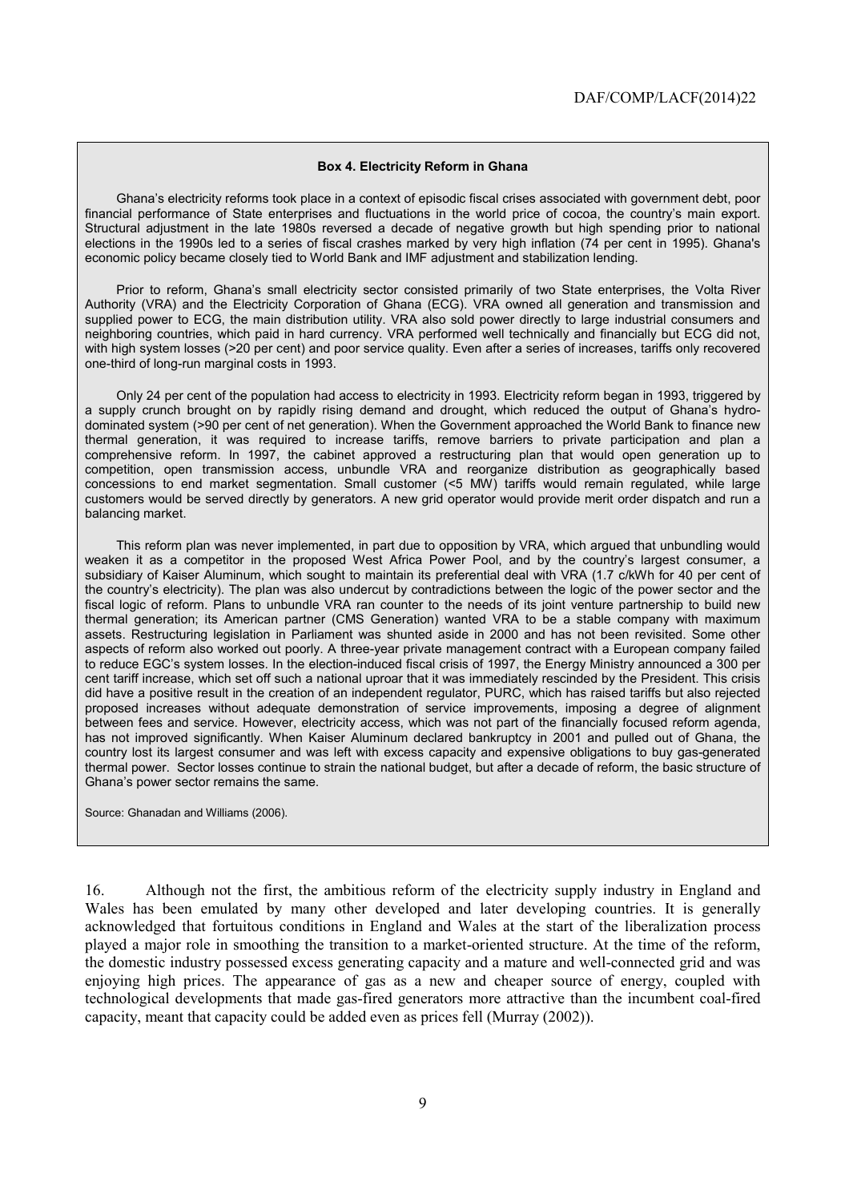**Box 4. Electricity Reform in Ghana**

Ghana's electricity reforms took place in a context of episodic fiscal crises associated with government debt, poor financial performance of State enterprises and fluctuations in the world price of cocoa, the country's main export. Structural adjustment in the late 1980s reversed a decade of negative growth but high spending prior to national elections in the 1990s led to a series of fiscal crashes marked by very high inflation (74 per cent in 1995). Ghana's economic policy became closely tied to World Bank and IMF adjustment and stabilization lending.

Prior to reform, Ghana's small electricity sector consisted primarily of two State enterprises, the Volta River Authority (VRA) and the Electricity Corporation of Ghana (ECG). VRA owned all generation and transmission and supplied power to ECG, the main distribution utility. VRA also sold power directly to large industrial consumers and neighboring countries, which paid in hard currency. VRA performed well technically and financially but ECG did not, with high system losses (>20 per cent) and poor service quality. Even after a series of increases, tariffs only recovered one-third of long-run marginal costs in 1993.

Only 24 per cent of the population had access to electricity in 1993. Electricity reform began in 1993, triggered by a supply crunch brought on by rapidly rising demand and drought, which reduced the output of Ghana's hydro-dominated system (>90 per cent of net generation). When the Government approached the World Bank to finance new thermal generation, it was required to increase tariffs, remove barriers to private participation and plan a comprehensive reform. In 1997, the cabinet approved a restructuring plan that would open generation up to competition, open transmission access, unbundle VRA and reorganize distribution as geographically based concessions to end market segmentation. Small customer (<5 MW) tariffs would remain regulated, while large customers would be served directly by generators. A new grid operator would provide merit order dispatch and run a balancing market.

This reform plan was never implemented, in part due to opposition by VRA, which argued that unbundling would weaken it as a competitor in the proposed West Africa Power Pool, and by the country's largest consumer, a subsidiary of Kaiser Aluminum, which sought to maintain its preferential deal with VRA (1.7 c/kWh for 40 per cent of the country's electricity). The plan was also undercut by contradictions between the logic of the power sector and the fiscal logic of reform. Plans to unbundle VRA ran counter to the needs of its joint venture partnership to build new thermal generation; its American partner (CMS Generation) wanted VRA to be a stable company with maximum assets. Restructuring legislation in Parliament was shunted aside in 2000 and has not been revisited. Some other aspects of reform also worked out poorly. A three-year private management contract with a European company failed to reduce EGC's system losses. In the election-induced fiscal crisis of 1997, the Energy Ministry announced a 300 per cent tariff increase, which set off such a national uproar that it was immediately rescinded by the President. This crisis did have a positive result in the creation of an independent regulator, PURC, which has raised tariffs but also rejected proposed increases without adequate demonstration of service improvements, imposing a degree of alignment between fees and service. However, electricity access, which was not part of the financially focused reform agenda, has not improved significantly. When Kaiser Aluminum declared bankruptcy in 2001 and pulled out of Ghana, the country lost its largest consumer and was left with excess capacity and expensive obligations to buy gas-generated thermal power. Sector losses continue to strain the national budget, but after a decade of reform, the basic structure of Ghana's power sector remains the same.

Source: Ghanadan and Williams (2006).

16. Although not the first, the ambitious reform of the electricity supply industry in England and Wales has been emulated by many other developed and later developing countries. It is generally acknowledged that fortuitous conditions in England and Wales at the start of the liberalization process played a major role in smoothing the transition to a market-oriented structure. At the time of the reform, the domestic industry possessed excess generating capacity and a mature and well-connected grid and was enjoying high prices. The appearance of gas as a new and cheaper source of energy, coupled with technological developments that made gas-fired generators more attractive than the incumbent coal-fired capacity, meant that capacity could be added even as prices fell (Murray (2002)).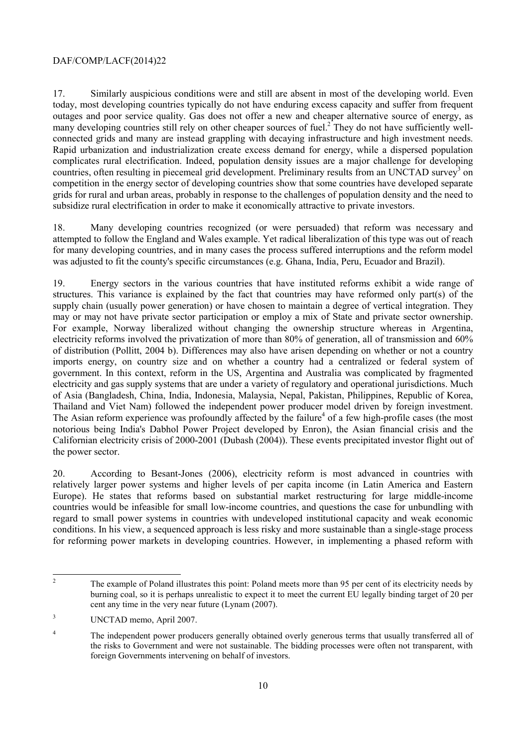17. Similarly auspicious conditions were and still are absent in most of the developing world. Even today, most developing countries typically do not have enduring excess capacity and suffer from frequent outages and poor service quality. Gas does not offer a new and cheaper alternative source of energy, as many developing countries still rely on other cheaper sources of fuel.[2] They do not have sufficiently well-connected grids and many are instead grappling with decaying infrastructure and high investment needs. Rapid urbanization and industrialization create excess demand for energy, while a dispersed population complicates rural electrification. Indeed, population density issues are a major challenge for developing countries, often resulting in piecemeal grid development. Preliminary results from an UNCTAD survey[3] on competition in the energy sector of developing countries show that some countries have developed separate grids for rural and urban areas, probably in response to the challenges of population density and the need to subsidize rural electrification in order to make it economically attractive to private investors.

18. Many developing countries recognized (or were persuaded) that reform was necessary and attempted to follow the England and Wales example. Yet radical liberalization of this type was out of reach for many developing countries, and in many cases the process suffered interruptions and the reform model was adjusted to fit the county's specific circumstances (e.g. Ghana, India, Peru, Ecuador and Brazil).

19. Energy sectors in the various countries that have instituted reforms exhibit a wide range of structures. This variance is explained by the fact that countries may have reformed only part(s) of the supply chain (usually power generation) or have chosen to maintain a degree of vertical integration. They may or may not have private sector participation or employ a mix of State and private sector ownership. For example, Norway liberalized without changing the ownership structure whereas in Argentina, electricity reforms involved the privatization of more than 80% of generation, all of transmission and 60% of distribution (Pollitt, 2004 b). Differences may also have arisen depending on whether or not a country imports energy, on country size and on whether a country had a centralized or federal system of government. In this context, reform in the US, Argentina and Australia was complicated by fragmented electricity and gas supply systems that are under a variety of regulatory and operational jurisdictions. Much of Asia (Bangladesh, China, India, Indonesia, Malaysia, Nepal, Pakistan, Philippines, Republic of Korea, Thailand and Viet Nam) followed the independent power producer model driven by foreign investment. The Asian reform experience was profoundly affected by the failure[4] of a few high-profile cases (the most notorious being India's Dabhol Power Project developed by Enron), the Asian financial crisis and the Californian electricity crisis of 2000-2001 (Dubash (2004)). These events precipitated investor flight out of the power sector.

20. According to Besant-Jones (2006), electricity reform is most advanced in countries with relatively larger power systems and higher levels of per capita income (in Latin America and Eastern Europe). He states that reforms based on substantial market restructuring for large middle-income countries would be infeasible for small low-income countries, and questions the case for unbundling with regard to small power systems in countries with undeveloped institutional capacity and weak economic conditions. In his view, a sequenced approach is less risky and more sustainable than a single-stage process for reforming power markets in developing countries. However, in implementing a phased reform with

---

[2] The example of Poland illustrates this point: Poland meets more than 95 per cent of its electricity needs by burning coal, so it is perhaps unrealistic to expect it to meet the current EU legally binding target of 20 per cent any time in the very near future (Lynam (2007).

[3] UNCTAD memo, April 2007.

[4] The independent power producers generally obtained overly generous terms that usually transferred all of the risks to Government and were not sustainable. The bidding processes were often not transparent, with foreign Governments intervening on behalf of investors.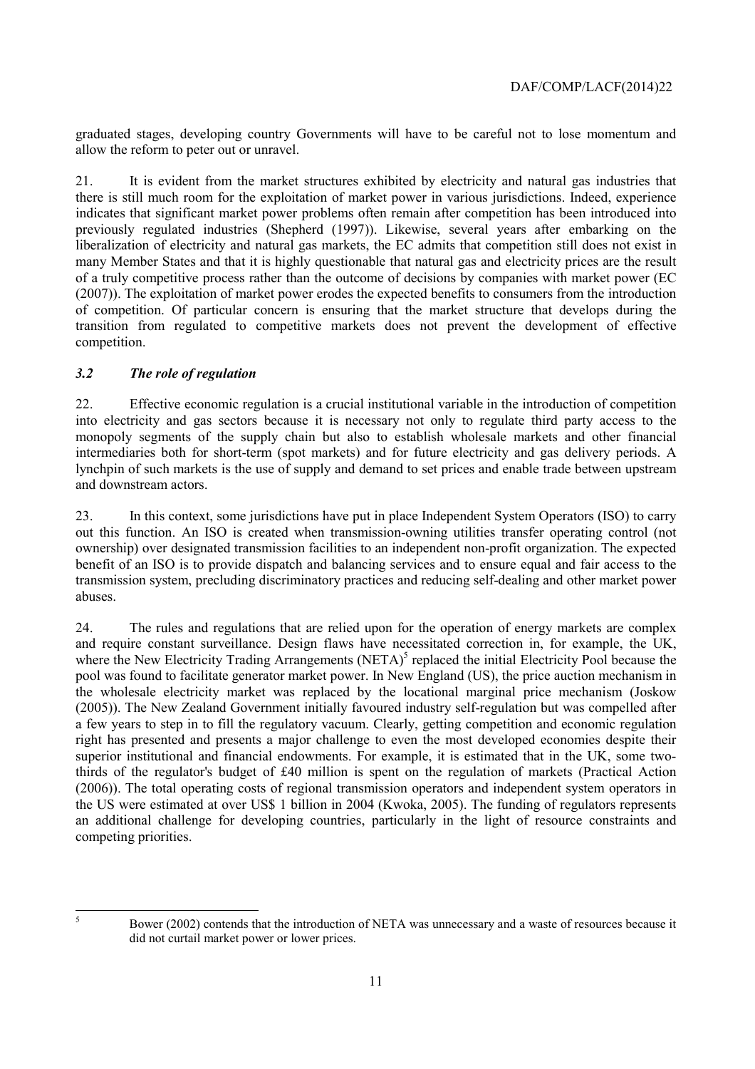graduated stages, developing country Governments will have to be careful not to lose momentum and allow the reform to peter out or unravel.

21. It is evident from the market structures exhibited by electricity and natural gas industries that there is still much room for the exploitation of market power in various jurisdictions. Indeed, experience indicates that significant market power problems often remain after competition has been introduced into previously regulated industries (Shepherd (1997)). Likewise, several years after embarking on the liberalization of electricity and natural gas markets, the EC admits that competition still does not exist in many Member States and that it is highly questionable that natural gas and electricity prices are the result of a truly competitive process rather than the outcome of decisions by companies with market power (EC (2007)). The exploitation of market power erodes the expected benefits to consumers from the introduction of competition. Of particular concern is ensuring that the market structure that develops during the transition from regulated to competitive markets does not prevent the development of effective competition.

### *3.2 The role of regulation*

22. Effective economic regulation is a crucial institutional variable in the introduction of competition into electricity and gas sectors because it is necessary not only to regulate third party access to the monopoly segments of the supply chain but also to establish wholesale markets and other financial intermediaries both for short-term (spot markets) and for future electricity and gas delivery periods. A lynchpin of such markets is the use of supply and demand to set prices and enable trade between upstream and downstream actors.

23. In this context, some jurisdictions have put in place Independent System Operators (ISO) to carry out this function. An ISO is created when transmission-owning utilities transfer operating control (not ownership) over designated transmission facilities to an independent non-profit organization. The expected benefit of an ISO is to provide dispatch and balancing services and to ensure equal and fair access to the transmission system, precluding discriminatory practices and reducing self-dealing and other market power abuses.

24. The rules and regulations that are relied upon for the operation of energy markets are complex and require constant surveillance. Design flaws have necessitated correction in, for example, the UK, where the New Electricity Trading Arrangements (NETA)[5] replaced the initial Electricity Pool because the pool was found to facilitate generator market power. In New England (US), the price auction mechanism in the wholesale electricity market was replaced by the locational marginal price mechanism (Joskow (2005)). The New Zealand Government initially favoured industry self-regulation but was compelled after a few years to step in to fill the regulatory vacuum. Clearly, getting competition and economic regulation right has presented and presents a major challenge to even the most developed economies despite their superior institutional and financial endowments. For example, it is estimated that in the UK, some two-thirds of the regulator's budget of £40 million is spent on the regulation of markets (Practical Action (2006)). The total operating costs of regional transmission operators and independent system operators in the US were estimated at over US$ 1 billion in 2004 (Kwoka, 2005). The funding of regulators represents an additional challenge for developing countries, particularly in the light of resource constraints and competing priorities.

---

[5] Bower (2002) contends that the introduction of NETA was unnecessary and a waste of resources because it did not curtail market power or lower prices.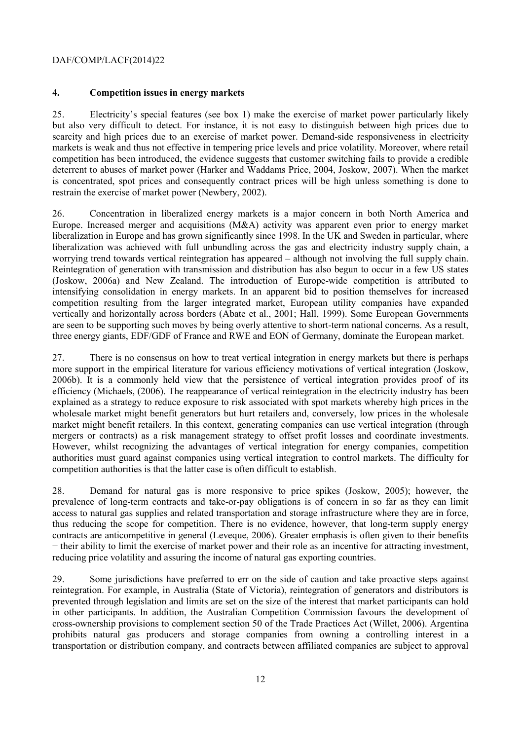## 4. Competition issues in energy markets

25. Electricity's special features (see box 1) make the exercise of market power particularly likely but also very difficult to detect. For instance, it is not easy to distinguish between high prices due to scarcity and high prices due to an exercise of market power. Demand-side responsiveness in electricity markets is weak and thus not effective in tempering price levels and price volatility. Moreover, where retail competition has been introduced, the evidence suggests that customer switching fails to provide a credible deterrent to abuses of market power (Harker and Waddams Price, 2004, Joskow, 2007). When the market is concentrated, spot prices and consequently contract prices will be high unless something is done to restrain the exercise of market power (Newbery, 2002).

26. Concentration in liberalized energy markets is a major concern in both North America and Europe. Increased merger and acquisitions (M&A) activity was apparent even prior to energy market liberalization in Europe and has grown significantly since 1998. In the UK and Sweden in particular, where liberalization was achieved with full unbundling across the gas and electricity industry supply chain, a worrying trend towards vertical reintegration has appeared – although not involving the full supply chain. Reintegration of generation with transmission and distribution has also begun to occur in a few US states (Joskow, 2006a) and New Zealand. The introduction of Europe-wide competition is attributed to intensifying consolidation in energy markets. In an apparent bid to position themselves for increased competition resulting from the larger integrated market, European utility companies have expanded vertically and horizontally across borders (Abate et al., 2001; Hall, 1999). Some European Governments are seen to be supporting such moves by being overly attentive to short-term national concerns. As a result, three energy giants, EDF/GDF of France and RWE and EON of Germany, dominate the European market.

27. There is no consensus on how to treat vertical integration in energy markets but there is perhaps more support in the empirical literature for various efficiency motivations of vertical integration (Joskow, 2006b). It is a commonly held view that the persistence of vertical integration provides proof of its efficiency (Michaels, (2006). The reappearance of vertical reintegration in the electricity industry has been explained as a strategy to reduce exposure to risk associated with spot markets whereby high prices in the wholesale market might benefit generators but hurt retailers and, conversely, low prices in the wholesale market might benefit retailers. In this context, generating companies can use vertical integration (through mergers or contracts) as a risk management strategy to offset profit losses and coordinate investments. However, whilst recognizing the advantages of vertical integration for energy companies, competition authorities must guard against companies using vertical integration to control markets. The difficulty for competition authorities is that the latter case is often difficult to establish.

28. Demand for natural gas is more responsive to price spikes (Joskow, 2005); however, the prevalence of long-term contracts and take-or-pay obligations is of concern in so far as they can limit access to natural gas supplies and related transportation and storage infrastructure where they are in force, thus reducing the scope for competition. There is no evidence, however, that long-term supply energy contracts are anticompetitive in general (Leveque, 2006). Greater emphasis is often given to their benefits − their ability to limit the exercise of market power and their role as an incentive for attracting investment, reducing price volatility and assuring the income of natural gas exporting countries.

29. Some jurisdictions have preferred to err on the side of caution and take proactive steps against reintegration. For example, in Australia (State of Victoria), reintegration of generators and distributors is prevented through legislation and limits are set on the size of the interest that market participants can hold in other participants. In addition, the Australian Competition Commission favours the development of cross-ownership provisions to complement section 50 of the Trade Practices Act (Willet, 2006). Argentina prohibits natural gas producers and storage companies from owning a controlling interest in a transportation or distribution company, and contracts between affiliated companies are subject to approval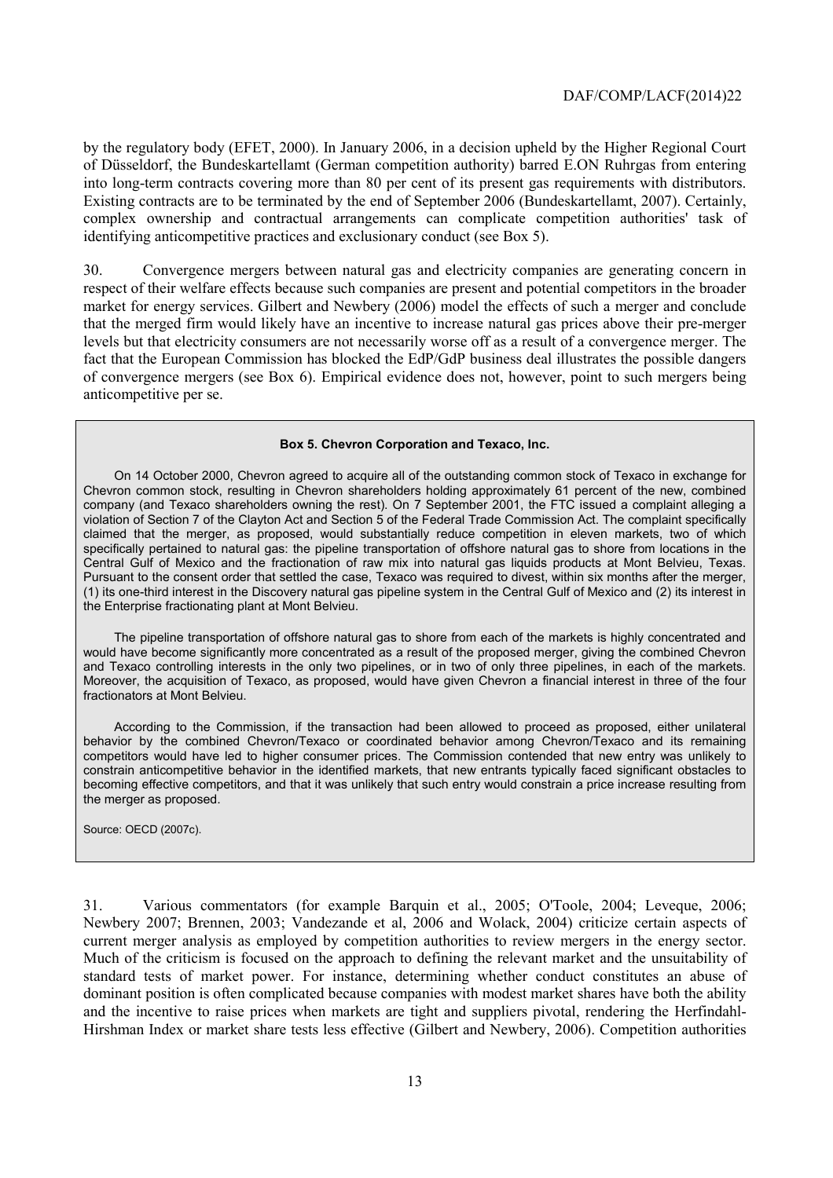by the regulatory body (EFET, 2000). In January 2006, in a decision upheld by the Higher Regional Court of Düsseldorf, the Bundeskartellamt (German competition authority) barred E.ON Ruhrgas from entering into long-term contracts covering more than 80 per cent of its present gas requirements with distributors. Existing contracts are to be terminated by the end of September 2006 (Bundeskartellamt, 2007). Certainly, complex ownership and contractual arrangements can complicate competition authorities' task of identifying anticompetitive practices and exclusionary conduct (see Box 5).

30. Convergence mergers between natural gas and electricity companies are generating concern in respect of their welfare effects because such companies are present and potential competitors in the broader market for energy services. Gilbert and Newbery (2006) model the effects of such a merger and conclude that the merged firm would likely have an incentive to increase natural gas prices above their pre-merger levels but that electricity consumers are not necessarily worse off as a result of a convergence merger. The fact that the European Commission has blocked the EdP/GdP business deal illustrates the possible dangers of convergence mergers (see Box 6). Empirical evidence does not, however, point to such mergers being anticompetitive per se.

**Box 5. Chevron Corporation and Texaco, Inc.**

On 14 October 2000, Chevron agreed to acquire all of the outstanding common stock of Texaco in exchange for Chevron common stock, resulting in Chevron shareholders holding approximately 61 percent of the new, combined company (and Texaco shareholders owning the rest). On 7 September 2001, the FTC issued a complaint alleging a violation of Section 7 of the Clayton Act and Section 5 of the Federal Trade Commission Act. The complaint specifically claimed that the merger, as proposed, would substantially reduce competition in eleven markets, two of which specifically pertained to natural gas: the pipeline transportation of offshore natural gas to shore from locations in the Central Gulf of Mexico and the fractionation of raw mix into natural gas liquids products at Mont Belvieu, Texas. Pursuant to the consent order that settled the case, Texaco was required to divest, within six months after the merger, (1) its one-third interest in the Discovery natural gas pipeline system in the Central Gulf of Mexico and (2) its interest in the Enterprise fractionating plant at Mont Belvieu.

The pipeline transportation of offshore natural gas to shore from each of the markets is highly concentrated and would have become significantly more concentrated as a result of the proposed merger, giving the combined Chevron and Texaco controlling interests in the only two pipelines, or in two of only three pipelines, in each of the markets. Moreover, the acquisition of Texaco, as proposed, would have given Chevron a financial interest in three of the four fractionators at Mont Belvieu.

According to the Commission, if the transaction had been allowed to proceed as proposed, either unilateral behavior by the combined Chevron/Texaco or coordinated behavior among Chevron/Texaco and its remaining competitors would have led to higher consumer prices. The Commission contended that new entry was unlikely to constrain anticompetitive behavior in the identified markets, that new entrants typically faced significant obstacles to becoming effective competitors, and that it was unlikely that such entry would constrain a price increase resulting from the merger as proposed.

Source: OECD (2007c).

31. Various commentators (for example Barquin et al., 2005; O'Toole, 2004; Leveque, 2006; Newbery 2007; Brennen, 2003; Vandezande et al, 2006 and Wolack, 2004) criticize certain aspects of current merger analysis as employed by competition authorities to review mergers in the energy sector. Much of the criticism is focused on the approach to defining the relevant market and the unsuitability of standard tests of market power. For instance, determining whether conduct constitutes an abuse of dominant position is often complicated because companies with modest market shares have both the ability and the incentive to raise prices when markets are tight and suppliers pivotal, rendering the Herfindahl-Hirshman Index or market share tests less effective (Gilbert and Newbery, 2006). Competition authorities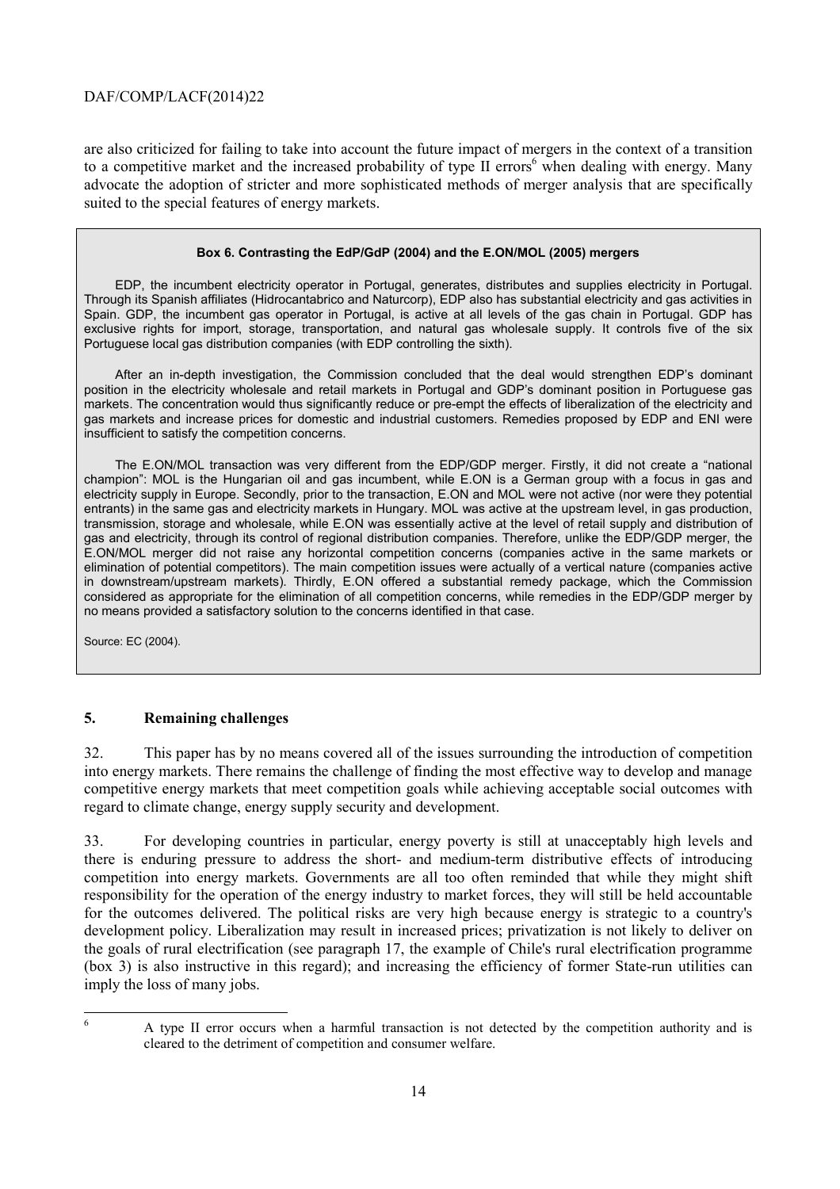are also criticized for failing to take into account the future impact of mergers in the context of a transition to a competitive market and the increased probability of type II errors[6] when dealing with energy. Many advocate the adoption of stricter and more sophisticated methods of merger analysis that are specifically suited to the special features of energy markets.

> **Box 6. Contrasting the EdP/GdP (2004) and the E.ON/MOL (2005) mergers**
>
> EDP, the incumbent electricity operator in Portugal, generates, distributes and supplies electricity in Portugal. Through its Spanish affiliates (Hidrocantabrico and Naturcorp), EDP also has substantial electricity and gas activities in Spain. GDP, the incumbent gas operator in Portugal, is active at all levels of the gas chain in Portugal. GDP has exclusive rights for import, storage, transportation, and natural gas wholesale supply. It controls five of the six Portuguese local gas distribution companies (with EDP controlling the sixth).
>
> After an in-depth investigation, the Commission concluded that the deal would strengthen EDP's dominant position in the electricity wholesale and retail markets in Portugal and GDP's dominant position in Portuguese gas markets. The concentration would thus significantly reduce or pre-empt the effects of liberalization of the electricity and gas markets and increase prices for domestic and industrial customers. Remedies proposed by EDP and ENI were insufficient to satisfy the competition concerns.
>
> The E.ON/MOL transaction was very different from the EDP/GDP merger. Firstly, it did not create a "national champion": MOL is the Hungarian oil and gas incumbent, while E.ON is a German group with a focus in gas and electricity supply in Europe. Secondly, prior to the transaction, E.ON and MOL were not active (nor were they potential entrants) in the same gas and electricity markets in Hungary. MOL was active at the upstream level, in gas production, transmission, storage and wholesale, while E.ON was essentially active at the level of retail supply and distribution of gas and electricity, through its control of regional distribution companies. Therefore, unlike the EDP/GDP merger, the E.ON/MOL merger did not raise any horizontal competition concerns (companies active in the same markets or elimination of potential competitors). The main competition issues were actually of a vertical nature (companies active in downstream/upstream markets). Thirdly, E.ON offered a substantial remedy package, which the Commission considered as appropriate for the elimination of all competition concerns, while remedies in the EDP/GDP merger by no means provided a satisfactory solution to the concerns identified in that case.
>
> Source: EC (2004).

## 5. Remaining challenges

32. This paper has by no means covered all of the issues surrounding the introduction of competition into energy markets. There remains the challenge of finding the most effective way to develop and manage competitive energy markets that meet competition goals while achieving acceptable social outcomes with regard to climate change, energy supply security and development.

33. For developing countries in particular, energy poverty is still at unacceptably high levels and there is enduring pressure to address the short- and medium-term distributive effects of introducing competition into energy markets. Governments are all too often reminded that while they might shift responsibility for the operation of the energy industry to market forces, they will still be held accountable for the outcomes delivered. The political risks are very high because energy is strategic to a country's development policy. Liberalization may result in increased prices; privatization is not likely to deliver on the goals of rural electrification (see paragraph 17, the example of Chile's rural electrification programme (box 3) is also instructive in this regard); and increasing the efficiency of former State-run utilities can imply the loss of many jobs.

[6] A type II error occurs when a harmful transaction is not detected by the competition authority and is cleared to the detriment of competition and consumer welfare.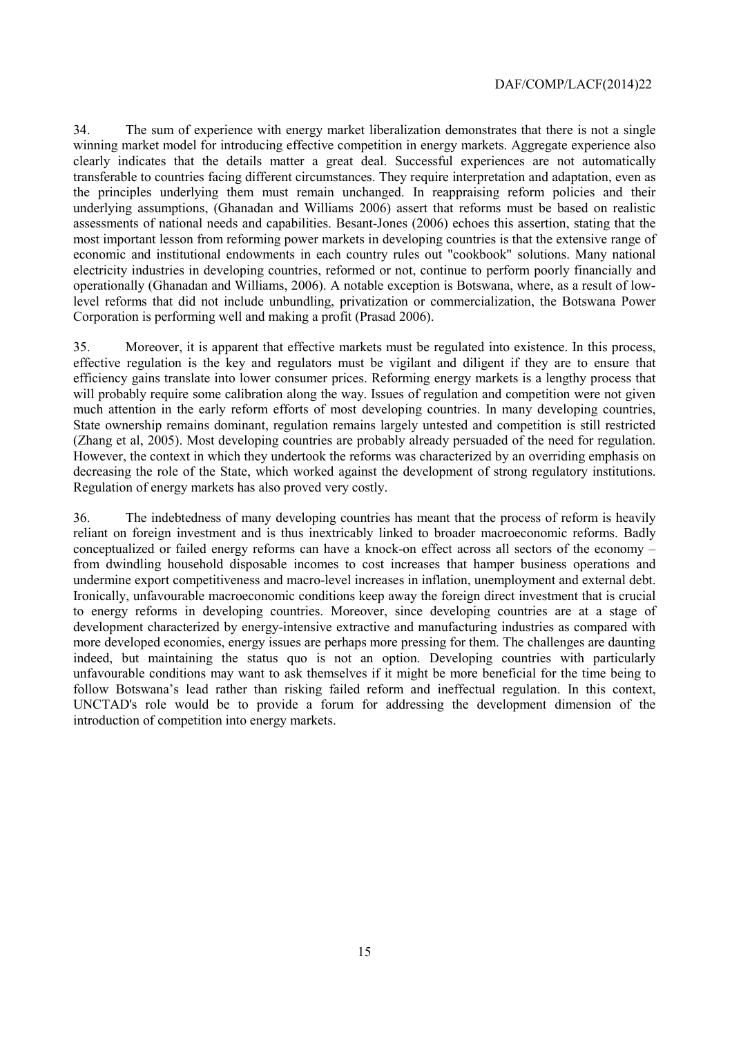34. The sum of experience with energy market liberalization demonstrates that there is not a single winning market model for introducing effective competition in energy markets. Aggregate experience also clearly indicates that the details matter a great deal. Successful experiences are not automatically transferable to countries facing different circumstances. They require interpretation and adaptation, even as the principles underlying them must remain unchanged. In reappraising reform policies and their underlying assumptions, (Ghanadan and Williams 2006) assert that reforms must be based on realistic assessments of national needs and capabilities. Besant-Jones (2006) echoes this assertion, stating that the most important lesson from reforming power markets in developing countries is that the extensive range of economic and institutional endowments in each country rules out "cookbook" solutions. Many national electricity industries in developing countries, reformed or not, continue to perform poorly financially and operationally (Ghanadan and Williams, 2006). A notable exception is Botswana, where, as a result of low-level reforms that did not include unbundling, privatization or commercialization, the Botswana Power Corporation is performing well and making a profit (Prasad 2006).

35. Moreover, it is apparent that effective markets must be regulated into existence. In this process, effective regulation is the key and regulators must be vigilant and diligent if they are to ensure that efficiency gains translate into lower consumer prices. Reforming energy markets is a lengthy process that will probably require some calibration along the way. Issues of regulation and competition were not given much attention in the early reform efforts of most developing countries. In many developing countries, State ownership remains dominant, regulation remains largely untested and competition is still restricted (Zhang et al, 2005). Most developing countries are probably already persuaded of the need for regulation. However, the context in which they undertook the reforms was characterized by an overriding emphasis on decreasing the role of the State, which worked against the development of strong regulatory institutions. Regulation of energy markets has also proved very costly.

36. The indebtedness of many developing countries has meant that the process of reform is heavily reliant on foreign investment and is thus inextricably linked to broader macroeconomic reforms. Badly conceptualized or failed energy reforms can have a knock-on effect across all sectors of the economy – from dwindling household disposable incomes to cost increases that hamper business operations and undermine export competitiveness and macro-level increases in inflation, unemployment and external debt. Ironically, unfavourable macroeconomic conditions keep away the foreign direct investment that is crucial to energy reforms in developing countries. Moreover, since developing countries are at a stage of development characterized by energy-intensive extractive and manufacturing industries as compared with more developed economies, energy issues are perhaps more pressing for them. The challenges are daunting indeed, but maintaining the status quo is not an option. Developing countries with particularly unfavourable conditions may want to ask themselves if it might be more beneficial for the time being to follow Botswana's lead rather than risking failed reform and ineffectual regulation. In this context, UNCTAD's role would be to provide a forum for addressing the development dimension of the introduction of competition into energy markets.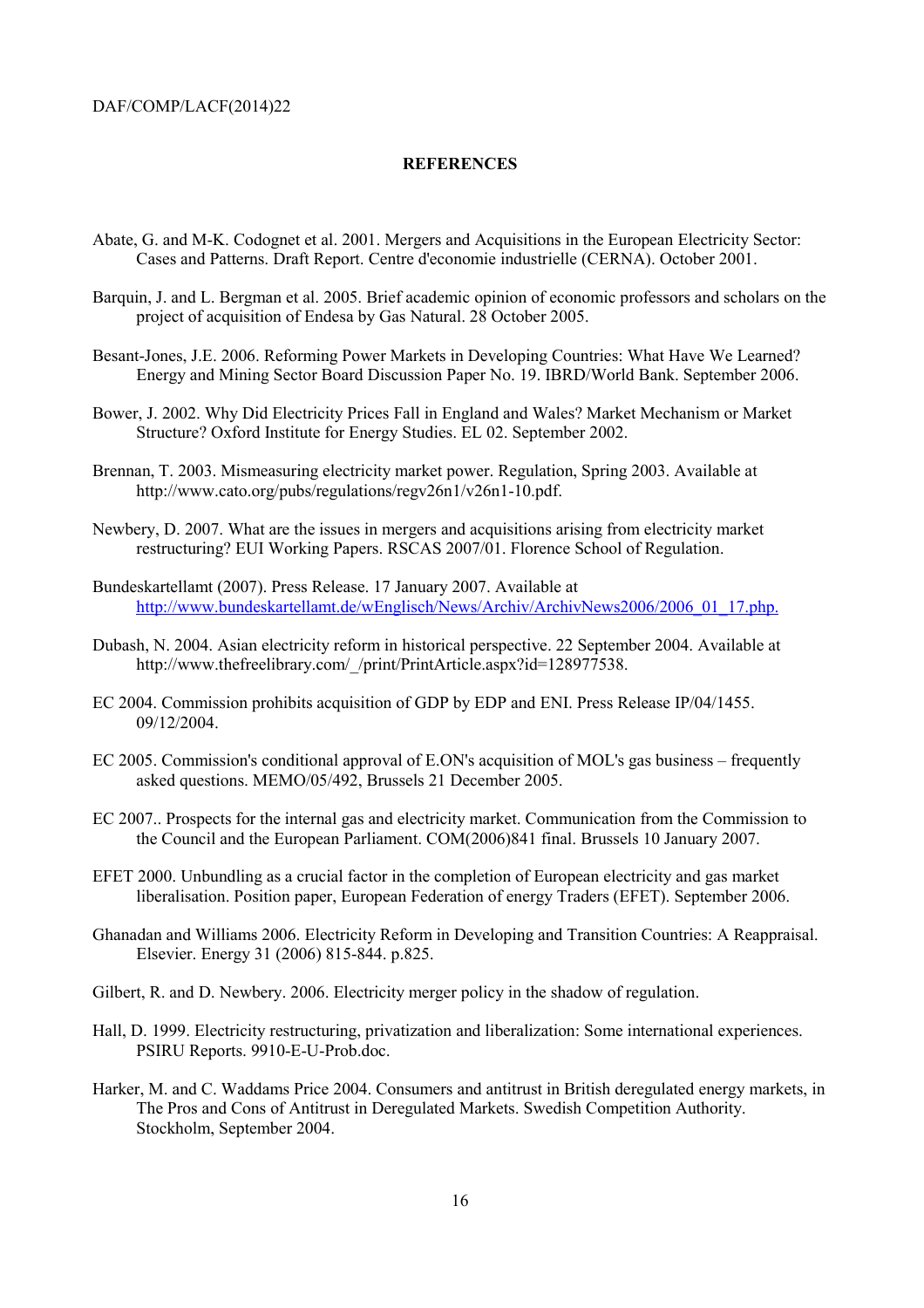# REFERENCES

Abate, G. and M-K. Codognet et al. 2001. Mergers and Acquisitions in the European Electricity Sector: Cases and Patterns. Draft Report. Centre d'economie industrielle (CERNA). October 2001.

Barquin, J. and L. Bergman et al. 2005. Brief academic opinion of economic professors and scholars on the project of acquisition of Endesa by Gas Natural. 28 October 2005.

Besant-Jones, J.E. 2006. Reforming Power Markets in Developing Countries: What Have We Learned? Energy and Mining Sector Board Discussion Paper No. 19. IBRD/World Bank. September 2006.

Bower, J. 2002. Why Did Electricity Prices Fall in England and Wales? Market Mechanism or Market Structure? Oxford Institute for Energy Studies. EL 02. September 2002.

Brennan, T. 2003. Mismeasuring electricity market power. Regulation, Spring 2003. Available at http://www.cato.org/pubs/regulations/regv26n1/v26n1-10.pdf.

Newbery, D. 2007. What are the issues in mergers and acquisitions arising from electricity market restructuring? EUI Working Papers. RSCAS 2007/01. Florence School of Regulation.

Bundeskartellamt (2007). Press Release. 17 January 2007. Available at http://www.bundeskartellamt.de/wEnglisch/News/Archiv/ArchivNews2006/2006_01_17.php.

Dubash, N. 2004. Asian electricity reform in historical perspective. 22 September 2004. Available at http://www.thefreelibrary.com/_/print/PrintArticle.aspx?id=128977538.

EC 2004. Commission prohibits acquisition of GDP by EDP and ENI. Press Release IP/04/1455. 09/12/2004.

EC 2005. Commission's conditional approval of E.ON's acquisition of MOL's gas business – frequently asked questions. MEMO/05/492, Brussels 21 December 2005.

EC 2007.. Prospects for the internal gas and electricity market. Communication from the Commission to the Council and the European Parliament. COM(2006)841 final. Brussels 10 January 2007.

EFET 2000. Unbundling as a crucial factor in the completion of European electricity and gas market liberalisation. Position paper, European Federation of energy Traders (EFET). September 2006.

Ghanadan and Williams 2006. Electricity Reform in Developing and Transition Countries: A Reappraisal. Elsevier. Energy 31 (2006) 815-844. p.825.

Gilbert, R. and D. Newbery. 2006. Electricity merger policy in the shadow of regulation.

Hall, D. 1999. Electricity restructuring, privatization and liberalization: Some international experiences. PSIRU Reports. 9910-E-U-Prob.doc.

Harker, M. and C. Waddams Price 2004. Consumers and antitrust in British deregulated energy markets, in The Pros and Cons of Antitrust in Deregulated Markets. Swedish Competition Authority. Stockholm, September 2004.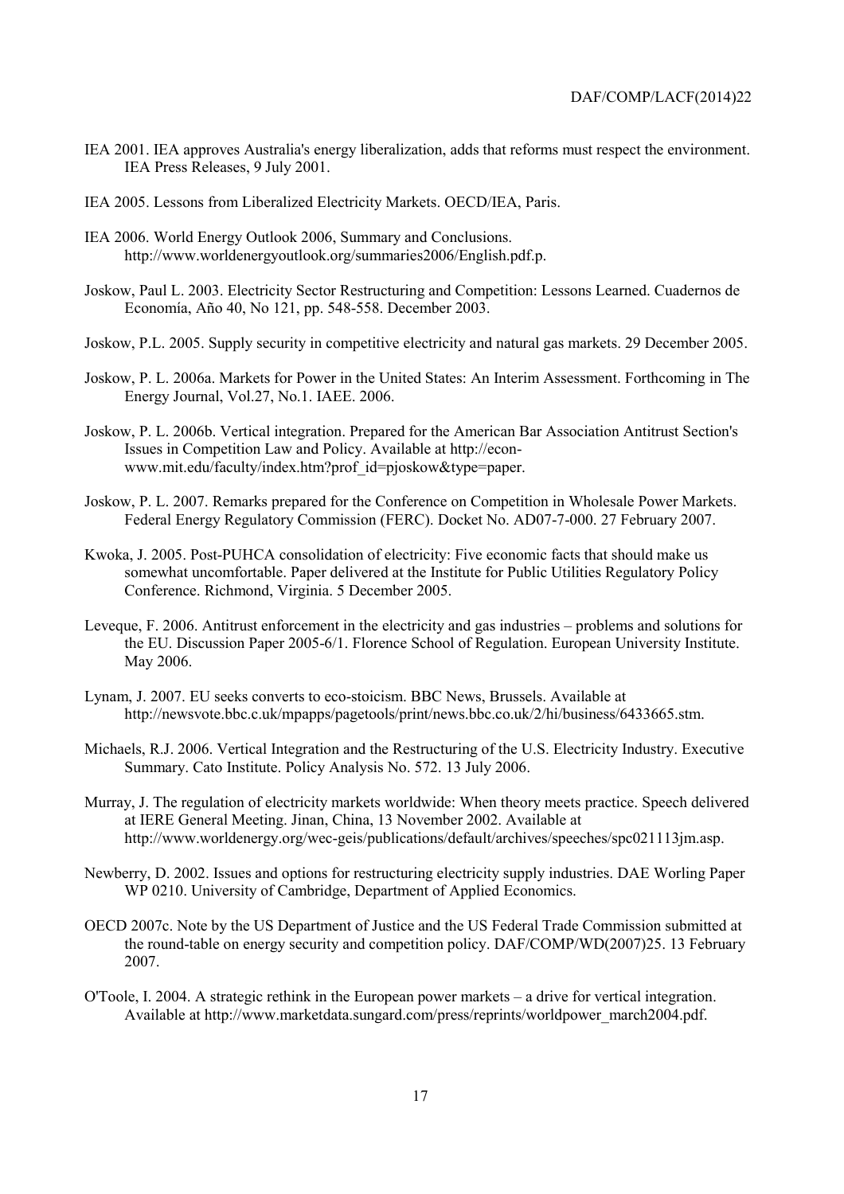IEA 2001. IEA approves Australia's energy liberalization, adds that reforms must respect the environment. IEA Press Releases, 9 July 2001.

IEA 2005. Lessons from Liberalized Electricity Markets. OECD/IEA, Paris.

IEA 2006. World Energy Outlook 2006, Summary and Conclusions. http://www.worldenergyoutlook.org/summaries2006/English.pdf.p.

Joskow, Paul L. 2003. Electricity Sector Restructuring and Competition: Lessons Learned. Cuadernos de Economía, Año 40, No 121, pp. 548-558. December 2003.

Joskow, P.L. 2005. Supply security in competitive electricity and natural gas markets. 29 December 2005.

Joskow, P. L. 2006a. Markets for Power in the United States: An Interim Assessment. Forthcoming in The Energy Journal, Vol.27, No.1. IAEE. 2006.

Joskow, P. L. 2006b. Vertical integration. Prepared for the American Bar Association Antitrust Section's Issues in Competition Law and Policy. Available at http://econ-www.mit.edu/faculty/index.htm?prof_id=pjoskow&type=paper.

Joskow, P. L. 2007. Remarks prepared for the Conference on Competition in Wholesale Power Markets. Federal Energy Regulatory Commission (FERC). Docket No. AD07-7-000. 27 February 2007.

Kwoka, J. 2005. Post-PUHCA consolidation of electricity: Five economic facts that should make us somewhat uncomfortable. Paper delivered at the Institute for Public Utilities Regulatory Policy Conference. Richmond, Virginia. 5 December 2005.

Leveque, F. 2006. Antitrust enforcement in the electricity and gas industries – problems and solutions for the EU. Discussion Paper 2005-6/1. Florence School of Regulation. European University Institute. May 2006.

Lynam, J. 2007. EU seeks converts to eco-stoicism. BBC News, Brussels. Available at http://newsvote.bbc.c.uk/mpapps/pagetools/print/news.bbc.co.uk/2/hi/business/6433665.stm.

Michaels, R.J. 2006. Vertical Integration and the Restructuring of the U.S. Electricity Industry. Executive Summary. Cato Institute. Policy Analysis No. 572. 13 July 2006.

Murray, J. The regulation of electricity markets worldwide: When theory meets practice. Speech delivered at IERE General Meeting. Jinan, China, 13 November 2002. Available at http://www.worldenergy.org/wec-geis/publications/default/archives/speeches/spc021113jm.asp.

Newberry, D. 2002. Issues and options for restructuring electricity supply industries. DAE Worling Paper WP 0210. University of Cambridge, Department of Applied Economics.

OECD 2007c. Note by the US Department of Justice and the US Federal Trade Commission submitted at the round-table on energy security and competition policy. DAF/COMP/WD(2007)25. 13 February 2007.

O'Toole, I. 2004. A strategic rethink in the European power markets – a drive for vertical integration. Available at http://www.marketdata.sungard.com/press/reprints/worldpower_march2004.pdf.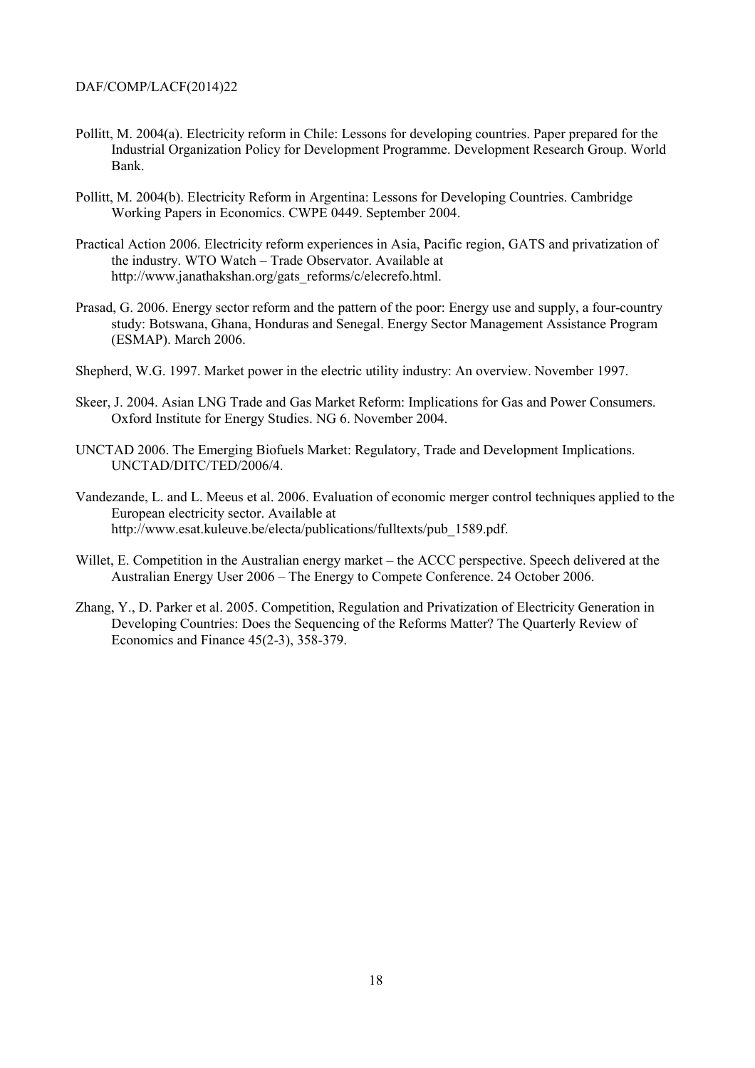Pollitt, M. 2004(a). Electricity reform in Chile: Lessons for developing countries. Paper prepared for the Industrial Organization Policy for Development Programme. Development Research Group. World Bank.

Pollitt, M. 2004(b). Electricity Reform in Argentina: Lessons for Developing Countries. Cambridge Working Papers in Economics. CWPE 0449. September 2004.

Practical Action 2006. Electricity reform experiences in Asia, Pacific region, GATS and privatization of the industry. WTO Watch – Trade Observator. Available at http://www.janathakshan.org/gats_reforms/c/elecrefo.html.

Prasad, G. 2006. Energy sector reform and the pattern of the poor: Energy use and supply, a four-country study: Botswana, Ghana, Honduras and Senegal. Energy Sector Management Assistance Program (ESMAP). March 2006.

Shepherd, W.G. 1997. Market power in the electric utility industry: An overview. November 1997.

Skeer, J. 2004. Asian LNG Trade and Gas Market Reform: Implications for Gas and Power Consumers. Oxford Institute for Energy Studies. NG 6. November 2004.

UNCTAD 2006. The Emerging Biofuels Market: Regulatory, Trade and Development Implications. UNCTAD/DITC/TED/2006/4.

Vandezande, L. and L. Meeus et al. 2006. Evaluation of economic merger control techniques applied to the European electricity sector. Available at http://www.esat.kuleuve.be/electa/publications/fulltexts/pub_1589.pdf.

Willet, E. Competition in the Australian energy market – the ACCC perspective. Speech delivered at the Australian Energy User 2006 – The Energy to Compete Conference. 24 October 2006.

Zhang, Y., D. Parker et al. 2005. Competition, Regulation and Privatization of Electricity Generation in Developing Countries: Does the Sequencing of the Reforms Matter? The Quarterly Review of Economics and Finance 45(2-3), 358-379.